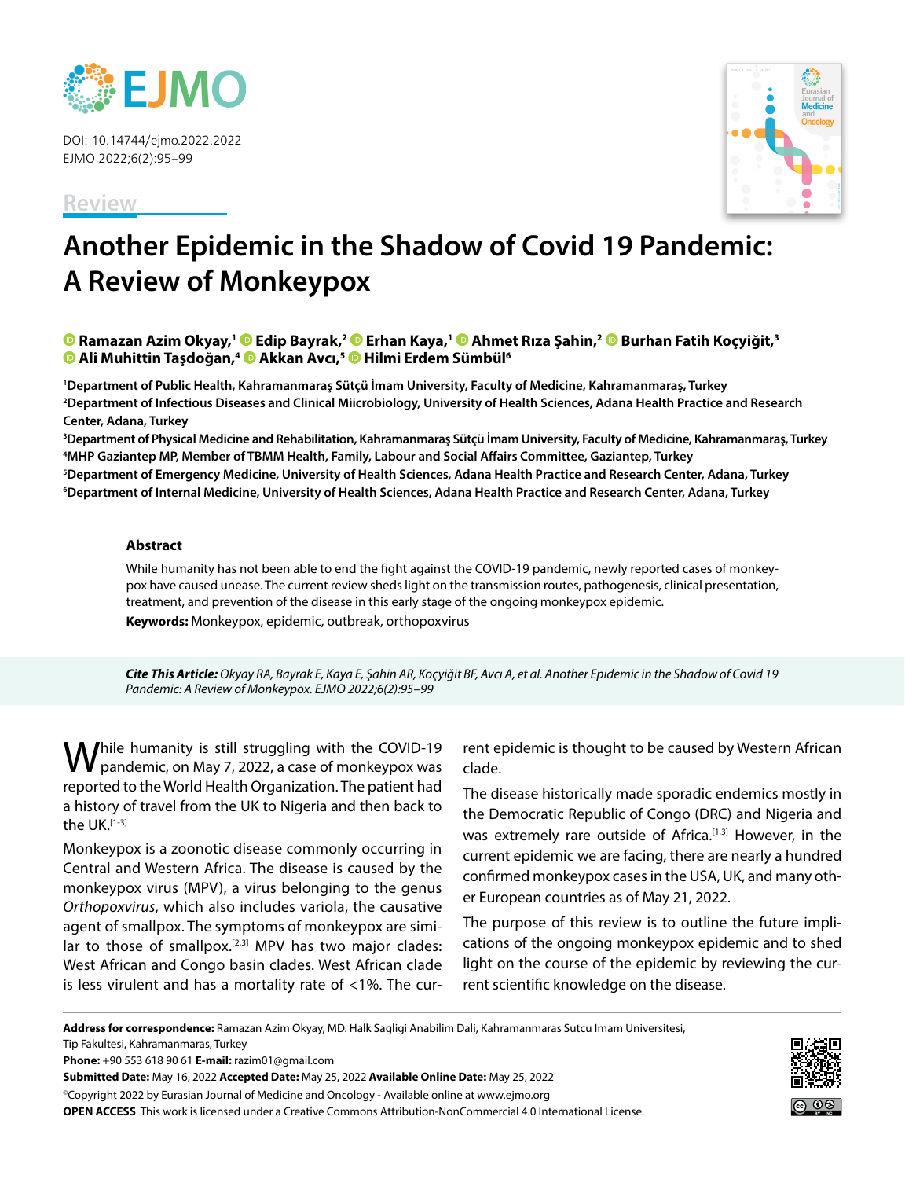Review

# Another Epidemic in the Shadow of Covid 19 Pandemic: A Review of Monkeypox

**Ramazan Azim Okyay,[1] Edip Bayrak,[2] Erhan Kaya,[1] Ahmet Rıza Şahin,[2] Burhan Fatih Koçyiğit,[3] Ali Muhittin Taşdoğan,[4] Akkan Avcı,[5] Hilmi Erdem Sümbül[6]**

[1]Department of Public Health, Kahramanmaraş Sütçü İmam University, Faculty of Medicine, Kahramanmaraş, Turkey
[2]Department of Infectious Diseases and Clinical Miicrobiology, University of Health Sciences, Adana Health Practice and Research Center, Adana, Turkey
[3]Department of Physical Medicine and Rehabilitation, Kahramanmaraş Sütçü İmam University, Faculty of Medicine, Kahramanmaraş, Turkey
[4]MHP Gaziantep MP, Member of TBMM Health, Family, Labour and Social Affairs Committee, Gaziantep, Turkey
[5]Department of Emergency Medicine, University of Health Sciences, Adana Health Practice and Research Center, Adana, Turkey
[6]Department of Internal Medicine, University of Health Sciences, Adana Health Practice and Research Center, Adana, Turkey

## Abstract

While humanity has not been able to end the fight against the COVID-19 pandemic, newly reported cases of monkeypox have caused unease. The current review sheds light on the transmission routes, pathogenesis, clinical presentation, treatment, and prevention of the disease in this early stage of the ongoing monkeypox epidemic.

**Keywords:** Monkeypox, epidemic, outbreak, orthopoxvirus

***Cite This Article:*** *Okyay RA, Bayrak E, Kaya E, Şahin AR, Koçyiğit BF, Avcı A, et al. Another Epidemic in the Shadow of Covid 19 Pandemic: A Review of Monkeypox. EJMO 2022;6(2):95–99*

While humanity is still struggling with the COVID-19 pandemic, on May 7, 2022, a case of monkeypox was reported to the World Health Organization. The patient had a history of travel from the UK to Nigeria and then back to the UK.[1-3]

Monkeypox is a zoonotic disease commonly occurring in Central and Western Africa. The disease is caused by the monkeypox virus (MPV), a virus belonging to the genus *Orthopoxvirus*, which also includes variola, the causative agent of smallpox. The symptoms of monkeypox are similar to those of smallpox.[2,3] MPV has two major clades: West African and Congo basin clades. West African clade is less virulent and has a mortality rate of <1%. The current epidemic is thought to be caused by Western African clade.

The disease historically made sporadic endemics mostly in the Democratic Republic of Congo (DRC) and Nigeria and was extremely rare outside of Africa.[1,3] However, in the current epidemic we are facing, there are nearly a hundred confirmed monkeypox cases in the USA, UK, and many other European countries as of May 21, 2022.

The purpose of this review is to outline the future implications of the ongoing monkeypox epidemic and to shed light on the course of the epidemic by reviewing the current scientific knowledge on the disease.

**Address for correspondence:** Ramazan Azim Okyay, MD. Halk Sagligi Anabilim Dali, Kahramanmaras Sutcu Imam Universitesi, Tip Fakultesi, Kahramanmaras, Turkey
**Phone:** +90 553 618 90 61 **E-mail:** razim01@gmail.com
**Submitted Date:** May 16, 2022 **Accepted Date:** May 25, 2022 **Available Online Date:** May 25, 2022
©Copyright 2022 by Eurasian Journal of Medicine and Oncology - Available online at www.ejmo.org
**OPEN ACCESS** This work is licensed under a Creative Commons Attribution-NonCommercial 4.0 International License.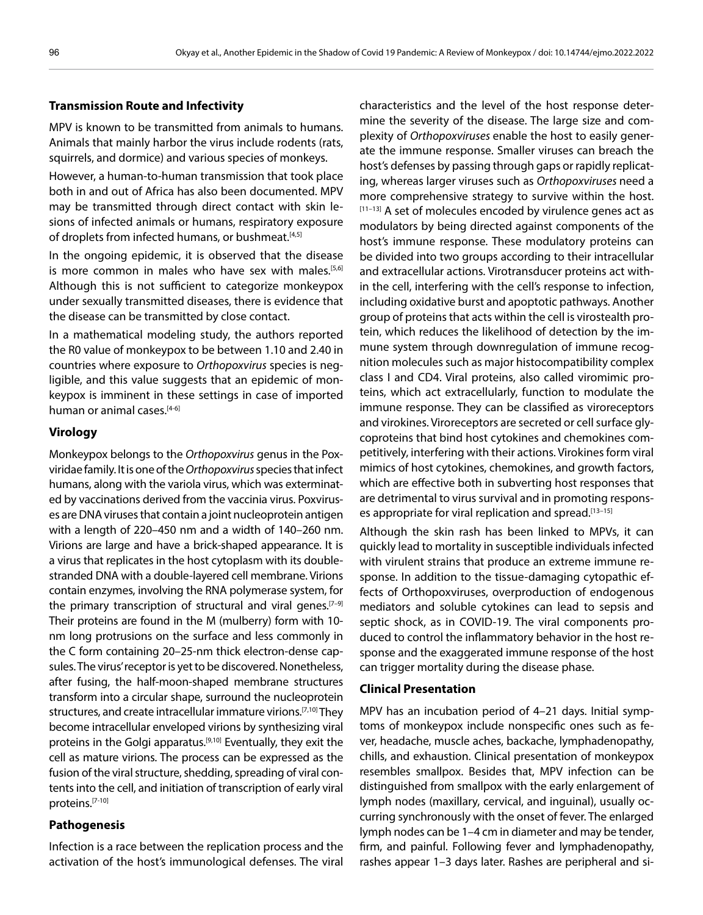## Transmission Route and Infectivity

MPV is known to be transmitted from animals to humans. Animals that mainly harbor the virus include rodents (rats, squirrels, and dormice) and various species of monkeys.

However, a human-to-human transmission that took place both in and out of Africa has also been documented. MPV may be transmitted through direct contact with skin lesions of infected animals or humans, respiratory exposure of droplets from infected humans, or bushmeat.[4,5]

In the ongoing epidemic, it is observed that the disease is more common in males who have sex with males.[5,6] Although this is not sufficient to categorize monkeypox under sexually transmitted diseases, there is evidence that the disease can be transmitted by close contact.

In a mathematical modeling study, the authors reported the R0 value of monkeypox to be between 1.10 and 2.40 in countries where exposure to *Orthopoxvirus* species is negligible, and this value suggests that an epidemic of monkeypox is imminent in these settings in case of imported human or animal cases.[4-6]

## Virology

Monkeypox belongs to the *Orthopoxvirus* genus in the Poxviridae family. It is one of the *Orthopoxvirus* species that infect humans, along with the variola virus, which was exterminated by vaccinations derived from the vaccinia virus. Poxviruses are DNA viruses that contain a joint nucleoprotein antigen with a length of 220–450 nm and a width of 140–260 nm. Virions are large and have a brick-shaped appearance. It is a virus that replicates in the host cytoplasm with its double-stranded DNA with a double-layered cell membrane. Virions contain enzymes, involving the RNA polymerase system, for the primary transcription of structural and viral genes.[7–9] Their proteins are found in the M (mulberry) form with 10-nm long protrusions on the surface and less commonly in the C form containing 20–25-nm thick electron-dense capsules. The virus' receptor is yet to be discovered. Nonetheless, after fusing, the half-moon-shaped membrane structures transform into a circular shape, surround the nucleoprotein structures, and create intracellular immature virions.[7,10] They become intracellular enveloped virions by synthesizing viral proteins in the Golgi apparatus.[9,10] Eventually, they exit the cell as mature virions. The process can be expressed as the fusion of the viral structure, shedding, spreading of viral contents into the cell, and initiation of transcription of early viral proteins.[7-10]

## Pathogenesis

Infection is a race between the replication process and the activation of the host's immunological defenses. The viral characteristics and the level of the host response determine the severity of the disease. The large size and complexity of *Orthopoxviruses* enable the host to easily generate the immune response. Smaller viruses can breach the host's defenses by passing through gaps or rapidly replicating, whereas larger viruses such as *Orthopoxviruses* need a more comprehensive strategy to survive within the host.[11–13] A set of molecules encoded by virulence genes act as modulators by being directed against components of the host's immune response. These modulatory proteins can be divided into two groups according to their intracellular and extracellular actions. Virotransducer proteins act within the cell, interfering with the cell's response to infection, including oxidative burst and apoptotic pathways. Another group of proteins that acts within the cell is virostealth protein, which reduces the likelihood of detection by the immune system through downregulation of immune recognition molecules such as major histocompatibility complex class I and CD4. Viral proteins, also called viromimic proteins, which act extracellularly, function to modulate the immune response. They can be classified as viroreceptors and virokines. Viroreceptors are secreted or cell surface glycoproteins that bind host cytokines and chemokines competitively, interfering with their actions. Virokines form viral mimics of host cytokines, chemokines, and growth factors, which are effective both in subverting host responses that are detrimental to virus survival and in promoting responses appropriate for viral replication and spread.[13–15]

Although the skin rash has been linked to MPVs, it can quickly lead to mortality in susceptible individuals infected with virulent strains that produce an extreme immune response. In addition to the tissue-damaging cytopathic effects of Orthopoxviruses, overproduction of endogenous mediators and soluble cytokines can lead to sepsis and septic shock, as in COVID-19. The viral components produced to control the inflammatory behavior in the host response and the exaggerated immune response of the host can trigger mortality during the disease phase.

## Clinical Presentation

MPV has an incubation period of 4–21 days. Initial symptoms of monkeypox include nonspecific ones such as fever, headache, muscle aches, backache, lymphadenopathy, chills, and exhaustion. Clinical presentation of monkeypox resembles smallpox. Besides that, MPV infection can be distinguished from smallpox with the early enlargement of lymph nodes (maxillary, cervical, and inguinal), usually occurring synchronously with the onset of fever. The enlarged lymph nodes can be 1–4 cm in diameter and may be tender, firm, and painful. Following fever and lymphadenopathy, rashes appear 1–3 days later. Rashes are peripheral and si-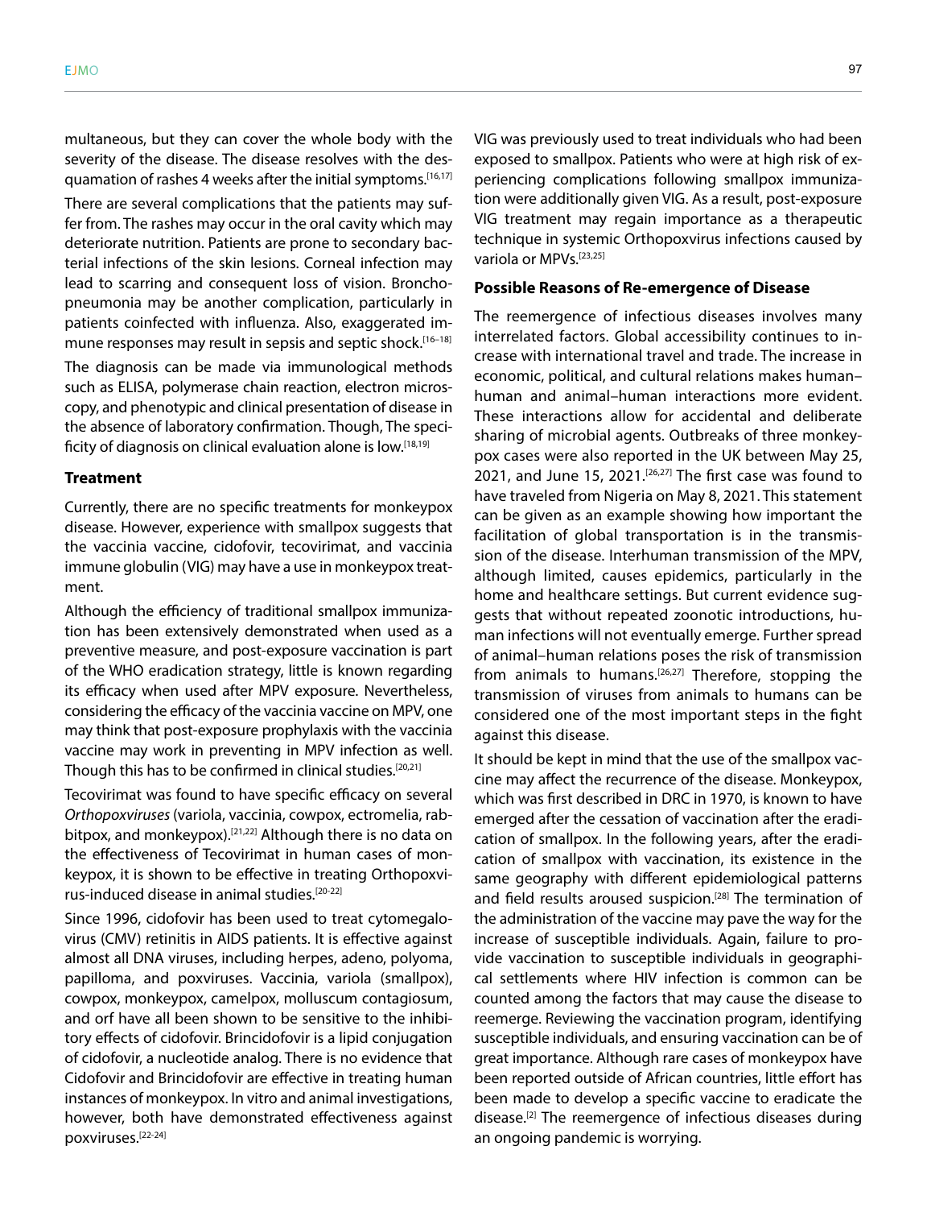multaneous, but they can cover the whole body with the severity of the disease. The disease resolves with the desquamation of rashes 4 weeks after the initial symptoms.[16,17]

There are several complications that the patients may suffer from. The rashes may occur in the oral cavity which may deteriorate nutrition. Patients are prone to secondary bacterial infections of the skin lesions. Corneal infection may lead to scarring and consequent loss of vision. Bronchopneumonia may be another complication, particularly in patients coinfected with influenza. Also, exaggerated immune responses may result in sepsis and septic shock.[16–18]

The diagnosis can be made via immunological methods such as ELISA, polymerase chain reaction, electron microscopy, and phenotypic and clinical presentation of disease in the absence of laboratory confirmation. Though, The specificity of diagnosis on clinical evaluation alone is low.[18,19]

## Treatment

Currently, there are no specific treatments for monkeypox disease. However, experience with smallpox suggests that the vaccinia vaccine, cidofovir, tecovirimat, and vaccinia immune globulin (VIG) may have a use in monkeypox treatment.

Although the efficiency of traditional smallpox immunization has been extensively demonstrated when used as a preventive measure, and post-exposure vaccination is part of the WHO eradication strategy, little is known regarding its efficacy when used after MPV exposure. Nevertheless, considering the efficacy of the vaccinia vaccine on MPV, one may think that post-exposure prophylaxis with the vaccinia vaccine may work in preventing in MPV infection as well. Though this has to be confirmed in clinical studies.[20,21]

Tecovirimat was found to have specific efficacy on several *Orthopoxviruses* (variola, vaccinia, cowpox, ectromelia, rabbitpox, and monkeypox).[21,22] Although there is no data on the effectiveness of Tecovirimat in human cases of monkeypox, it is shown to be effective in treating Orthopoxvirus-induced disease in animal studies.[20-22]

Since 1996, cidofovir has been used to treat cytomegalovirus (CMV) retinitis in AIDS patients. It is effective against almost all DNA viruses, including herpes, adeno, polyoma, papilloma, and poxviruses. Vaccinia, variola (smallpox), cowpox, monkeypox, camelpox, molluscum contagiosum, and orf have all been shown to be sensitive to the inhibitory effects of cidofovir. Brincidofovir is a lipid conjugation of cidofovir, a nucleotide analog. There is no evidence that Cidofovir and Brincidofovir are effective in treating human instances of monkeypox. In vitro and animal investigations, however, both have demonstrated effectiveness against poxviruses.[22-24]

VIG was previously used to treat individuals who had been exposed to smallpox. Patients who were at high risk of experiencing complications following smallpox immunization were additionally given VIG. As a result, post-exposure VIG treatment may regain importance as a therapeutic technique in systemic Orthopoxvirus infections caused by variola or MPVs.[23,25]

## Possible Reasons of Re-emergence of Disease

The reemergence of infectious diseases involves many interrelated factors. Global accessibility continues to increase with international travel and trade. The increase in economic, political, and cultural relations makes human–human and animal–human interactions more evident. These interactions allow for accidental and deliberate sharing of microbial agents. Outbreaks of three monkeypox cases were also reported in the UK between May 25, 2021, and June 15, 2021.[26,27] The first case was found to have traveled from Nigeria on May 8, 2021. This statement can be given as an example showing how important the facilitation of global transportation is in the transmission of the disease. Interhuman transmission of the MPV, although limited, causes epidemics, particularly in the home and healthcare settings. But current evidence suggests that without repeated zoonotic introductions, human infections will not eventually emerge. Further spread of animal–human relations poses the risk of transmission from animals to humans.[26,27] Therefore, stopping the transmission of viruses from animals to humans can be considered one of the most important steps in the fight against this disease.

It should be kept in mind that the use of the smallpox vaccine may affect the recurrence of the disease. Monkeypox, which was first described in DRC in 1970, is known to have emerged after the cessation of vaccination after the eradication of smallpox. In the following years, after the eradication of smallpox with vaccination, its existence in the same geography with different epidemiological patterns and field results aroused suspicion.[28] The termination of the administration of the vaccine may pave the way for the increase of susceptible individuals. Again, failure to provide vaccination to susceptible individuals in geographical settlements where HIV infection is common can be counted among the factors that may cause the disease to reemerge. Reviewing the vaccination program, identifying susceptible individuals, and ensuring vaccination can be of great importance. Although rare cases of monkeypox have been reported outside of African countries, little effort has been made to develop a specific vaccine to eradicate the disease.[2] The reemergence of infectious diseases during an ongoing pandemic is worrying.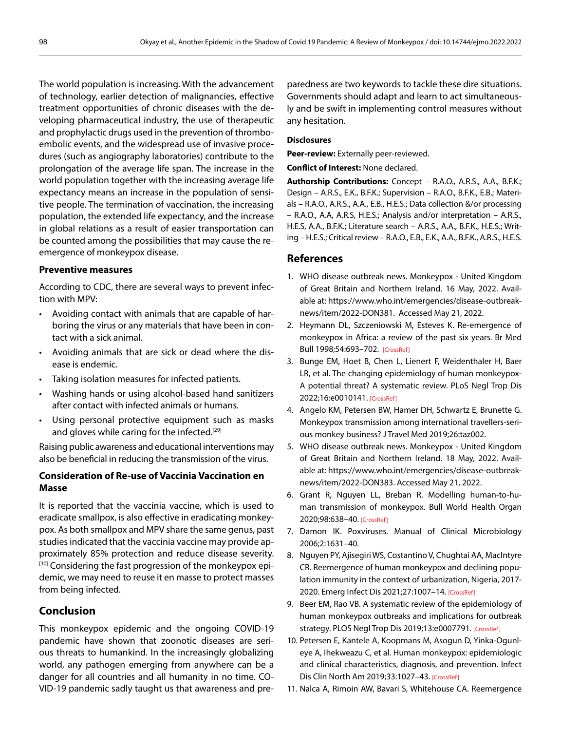The world population is increasing. With the advancement of technology, earlier detection of malignancies, effective treatment opportunities of chronic diseases with the developing pharmaceutical industry, the use of therapeutic and prophylactic drugs used in the prevention of thromboembolic events, and the widespread use of invasive procedures (such as angiography laboratories) contribute to the prolongation of the average life span. The increase in the world population together with the increasing average life expectancy means an increase in the population of sensitive people. The termination of vaccination, the increasing population, the extended life expectancy, and the increase in global relations as a result of easier transportation can be counted among the possibilities that may cause the re-emergence of monkeypox disease.

### Preventive measures

According to CDC, there are several ways to prevent infection with MPV:

- Avoiding contact with animals that are capable of harboring the virus or any materials that have been in contact with a sick animal.
- Avoiding animals that are sick or dead where the disease is endemic.
- Taking isolation measures for infected patients.
- Washing hands or using alcohol-based hand sanitizers after contact with infected animals or humans.
- Using personal protective equipment such as masks and gloves while caring for the infected.[29]

Raising public awareness and educational interventions may also be beneficial in reducing the transmission of the virus.

### Consideration of Re-use of Vaccinia Vaccination en Masse

It is reported that the vaccinia vaccine, which is used to eradicate smallpox, is also effective in eradicating monkeypox. As both smallpox and MPV share the same genus, past studies indicated that the vaccinia vaccine may provide approximately 85% protection and reduce disease severity.[30] Considering the fast progression of the monkeypox epidemic, we may need to reuse it en masse to protect masses from being infected.

## Conclusion

This monkeypox epidemic and the ongoing COVID-19 pandemic have shown that zoonotic diseases are serious threats to humankind. In the increasingly globalizing world, any pathogen emerging from anywhere can be a danger for all countries and all humanity in no time. COVID-19 pandemic sadly taught us that awareness and preparedness are two keywords to tackle these dire situations. Governments should adapt and learn to act simultaneously and be swift in implementing control measures without any hesitation.

### Disclosures

**Peer-review:** Externally peer-reviewed.

**Conflict of Interest:** None declared.

**Authorship Contributions:** Concept – R.A.O., A.R.S., A.A., B.F.K.; Design – A.R.S., E.K., B.F.K.; Supervision – R.A.O., B.F.K., E.B.; Materials – R.A.O., A.R.S., A.A., E.B., H.E.S.; Data collection &/or processing – R.A.O., A.A, A.R.S, H.E.S.; Analysis and/or interpretation – A.R.S., H.E.S, A.A., B.F.K.; Literature search – A.R.S., A.A., B.F.K., H.E.S.; Writing – H.E.S.; Critical review – R.A.O., E.B., E.K., A.A., B.F.K., A.R.S., H.E.S.

## References

1. WHO disease outbreak news. Monkeypox - United Kingdom of Great Britain and Northern Ireland. 16 May, 2022. Available at: https://www.who.int/emergencies/disease-outbreak-news/item/2022-DON381. Accessed May 21, 2022.
2. Heymann DL, Szczeniowski M, Esteves K. Re-emergence of monkeypox in Africa: a review of the past six years. Br Med Bull 1998;54:693–702. [CrossRef]
3. Bunge EM, Hoet B, Chen L, Lienert F, Weidenthaler H, Baer LR, et al. The changing epidemiology of human monkeypox-A potential threat? A systematic review. PLoS Negl Trop Dis 2022;16:e0010141. [CrossRef]
4. Angelo KM, Petersen BW, Hamer DH, Schwartz E, Brunette G. Monkeypox transmission among international travellers-serious monkey business? J Travel Med 2019;26:taz002.
5. WHO disease outbreak news. Monkeypox - United Kingdom of Great Britain and Northern Ireland. 18 May, 2022. Available at: https://www.who.int/emergencies/disease-outbreak-news/item/2022-DON383. Accessed May 21, 2022.
6. Grant R, Nguyen LL, Breban R. Modelling human-to-human transmission of monkeypox. Bull World Health Organ 2020;98:638–40. [CrossRef]
7. Damon IK. Poxviruses. Manual of Clinical Microbiology 2006;2:1631–40.
8. Nguyen PY, Ajisegiri WS, Costantino V, Chughtai AA, MacIntyre CR. Reemergence of human monkeypox and declining population immunity in the context of urbanization, Nigeria, 2017-2020. Emerg Infect Dis 2021;27:1007–14. [CrossRef]
9. Beer EM, Rao VB. A systematic review of the epidemiology of human monkeypox outbreaks and implications for outbreak strategy. PLOS Negl Trop Dis 2019;13:e0007791. [CrossRef]
10. Petersen E, Kantele A, Koopmans M, Asogun D, Yinka-Ogunleye A, Ihekweazu C, et al. Human monkeypox: epidemiologic and clinical characteristics, diagnosis, and prevention. Infect Dis Clin North Am 2019;33:1027–43. [CrossRef]
11. Nalca A, Rimoin AW, Bavari S, Whitehouse CA. Reemergence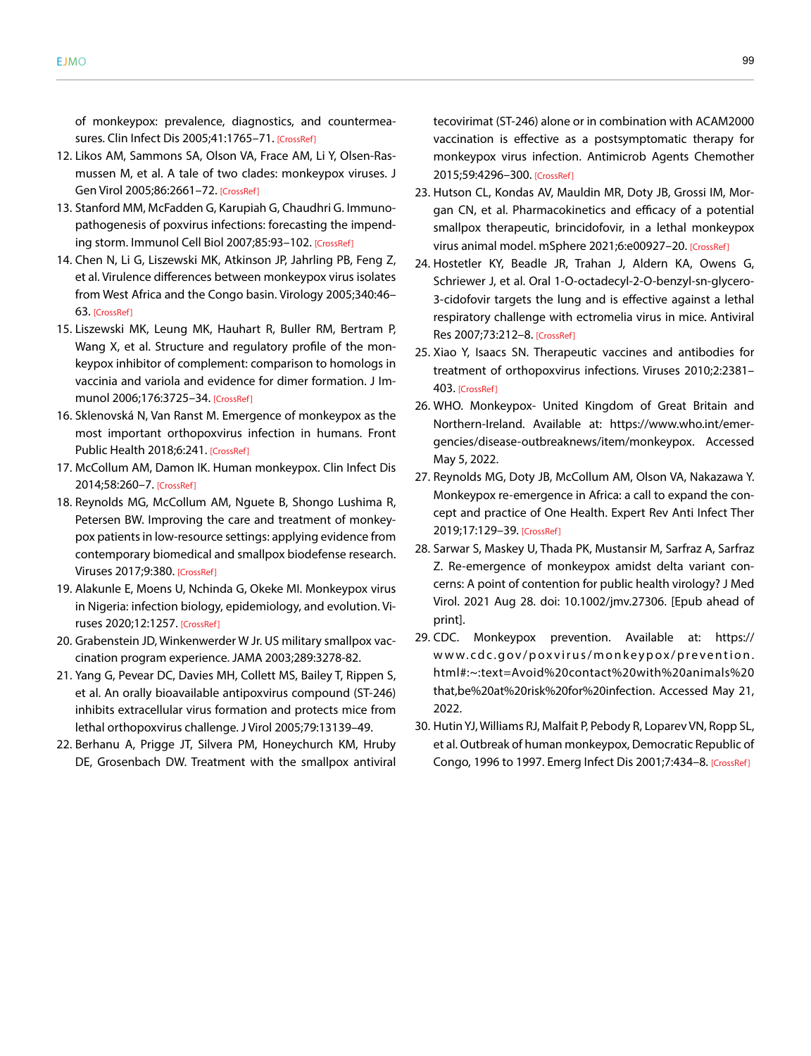of monkeypox: prevalence, diagnostics, and countermeasures. Clin Infect Dis 2005;41:1765–71. [CrossRef]

12. Likos AM, Sammons SA, Olson VA, Frace AM, Li Y, Olsen-Rasmussen M, et al. A tale of two clades: monkeypox viruses. J Gen Virol 2005;86:2661–72. [CrossRef]
13. Stanford MM, McFadden G, Karupiah G, Chaudhri G. Immunopathogenesis of poxvirus infections: forecasting the impending storm. Immunol Cell Biol 2007;85:93–102. [CrossRef]
14. Chen N, Li G, Liszewski MK, Atkinson JP, Jahrling PB, Feng Z, et al. Virulence differences between monkeypox virus isolates from West Africa and the Congo basin. Virology 2005;340:46–63. [CrossRef]
15. Liszewski MK, Leung MK, Hauhart R, Buller RM, Bertram P, Wang X, et al. Structure and regulatory profile of the monkeypox inhibitor of complement: comparison to homologs in vaccinia and variola and evidence for dimer formation. J Immunol 2006;176:3725–34. [CrossRef]
16. Sklenovská N, Van Ranst M. Emergence of monkeypox as the most important orthopoxvirus infection in humans. Front Public Health 2018;6:241. [CrossRef]
17. McCollum AM, Damon IK. Human monkeypox. Clin Infect Dis 2014;58:260–7. [CrossRef]
18. Reynolds MG, McCollum AM, Nguete B, Shongo Lushima R, Petersen BW. Improving the care and treatment of monkeypox patients in low-resource settings: applying evidence from contemporary biomedical and smallpox biodefense research. Viruses 2017;9:380. [CrossRef]
19. Alakunle E, Moens U, Nchinda G, Okeke MI. Monkeypox virus in Nigeria: infection biology, epidemiology, and evolution. Viruses 2020;12:1257. [CrossRef]
20. Grabenstein JD, Winkenwerder W Jr. US military smallpox vaccination program experience. JAMA 2003;289:3278-82.
21. Yang G, Pevear DC, Davies MH, Collett MS, Bailey T, Rippen S, et al. An orally bioavailable antipoxvirus compound (ST-246) inhibits extracellular virus formation and protects mice from lethal orthopoxvirus challenge. J Virol 2005;79:13139–49.
22. Berhanu A, Prigge JT, Silvera PM, Honeychurch KM, Hruby DE, Grosenbach DW. Treatment with the smallpox antiviral tecovirimat (ST-246) alone or in combination with ACAM2000 vaccination is effective as a postsymptomatic therapy for monkeypox virus infection. Antimicrob Agents Chemother 2015;59:4296–300. [CrossRef]
23. Hutson CL, Kondas AV, Mauldin MR, Doty JB, Grossi IM, Morgan CN, et al. Pharmacokinetics and efficacy of a potential smallpox therapeutic, brincidofovir, in a lethal monkeypox virus animal model. mSphere 2021;6:e00927–20. [CrossRef]
24. Hostetler KY, Beadle JR, Trahan J, Aldern KA, Owens G, Schriewer J, et al. Oral 1-O-octadecyl-2-O-benzyl-sn-glycero-3-cidofovir targets the lung and is effective against a lethal respiratory challenge with ectromelia virus in mice. Antiviral Res 2007;73:212–8. [CrossRef]
25. Xiao Y, Isaacs SN. Therapeutic vaccines and antibodies for treatment of orthopoxvirus infections. Viruses 2010;2:2381–403. [CrossRef]
26. WHO. Monkeypox- United Kingdom of Great Britain and Northern-Ireland. Available at: https://www.who.int/emergencies/disease-outbreaknews/item/monkeypox. Accessed May 5, 2022.
27. Reynolds MG, Doty JB, McCollum AM, Olson VA, Nakazawa Y. Monkeypox re-emergence in Africa: a call to expand the concept and practice of One Health. Expert Rev Anti Infect Ther 2019;17:129–39. [CrossRef]
28. Sarwar S, Maskey U, Thada PK, Mustansir M, Sarfraz A, Sarfraz Z. Re-emergence of monkeypox amidst delta variant concerns: A point of contention for public health virology? J Med Virol. 2021 Aug 28. doi: 10.1002/jmv.27306. [Epub ahead of print].
29. CDC. Monkeypox prevention. Available at: https://www.cdc.gov/poxvirus/monkeypox/prevention.html#:~:text=Avoid%20contact%20with%20animals%20that,be%20at%20risk%20for%20infection. Accessed May 21, 2022.
30. Hutin YJ, Williams RJ, Malfait P, Pebody R, Loparev VN, Ropp SL, et al. Outbreak of human monkeypox, Democratic Republic of Congo, 1996 to 1997. Emerg Infect Dis 2001;7:434–8. [CrossRef]